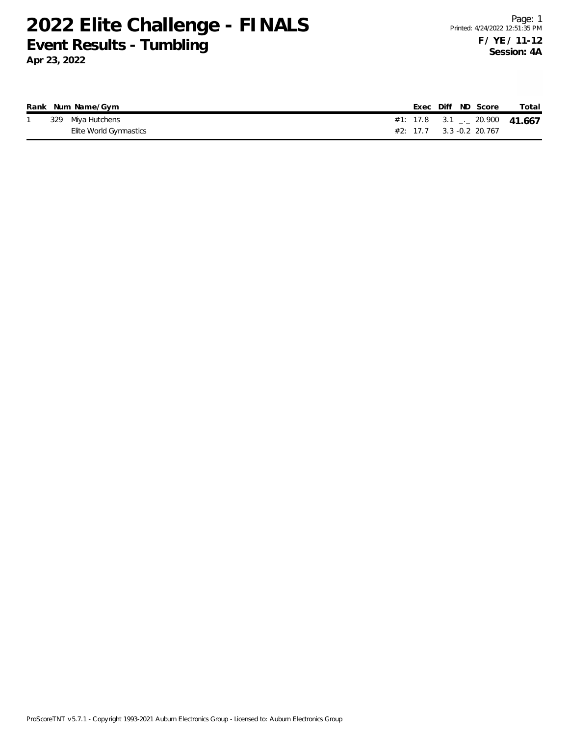# 2022 Elite Challenge - FINALS

## Event Results - Tumbling

**Apr 23, 2022**

Printed: 4/24/2022 12:51:35 PM

**F / YE / 11-12**

**Session: 4A**

| Rank | Num | Name/Gym | | Exec | Diff | ND | Score | Total |
|---|---|---|---|---|---|---|---|---|
| 1 | 329 | Miya Hutchens | #1: | 17.8 | 3.1 | _._ | 20.900 | **41.667** |
| | | Elite World Gymnastics | #2: | 17.7 | 3.3 | -0.2 | 20.767 | |

ProScoreTNT v5.7.1 - Copyright 1993-2021 Auburn Electronics Group - Licensed to: Auburn Electronics Group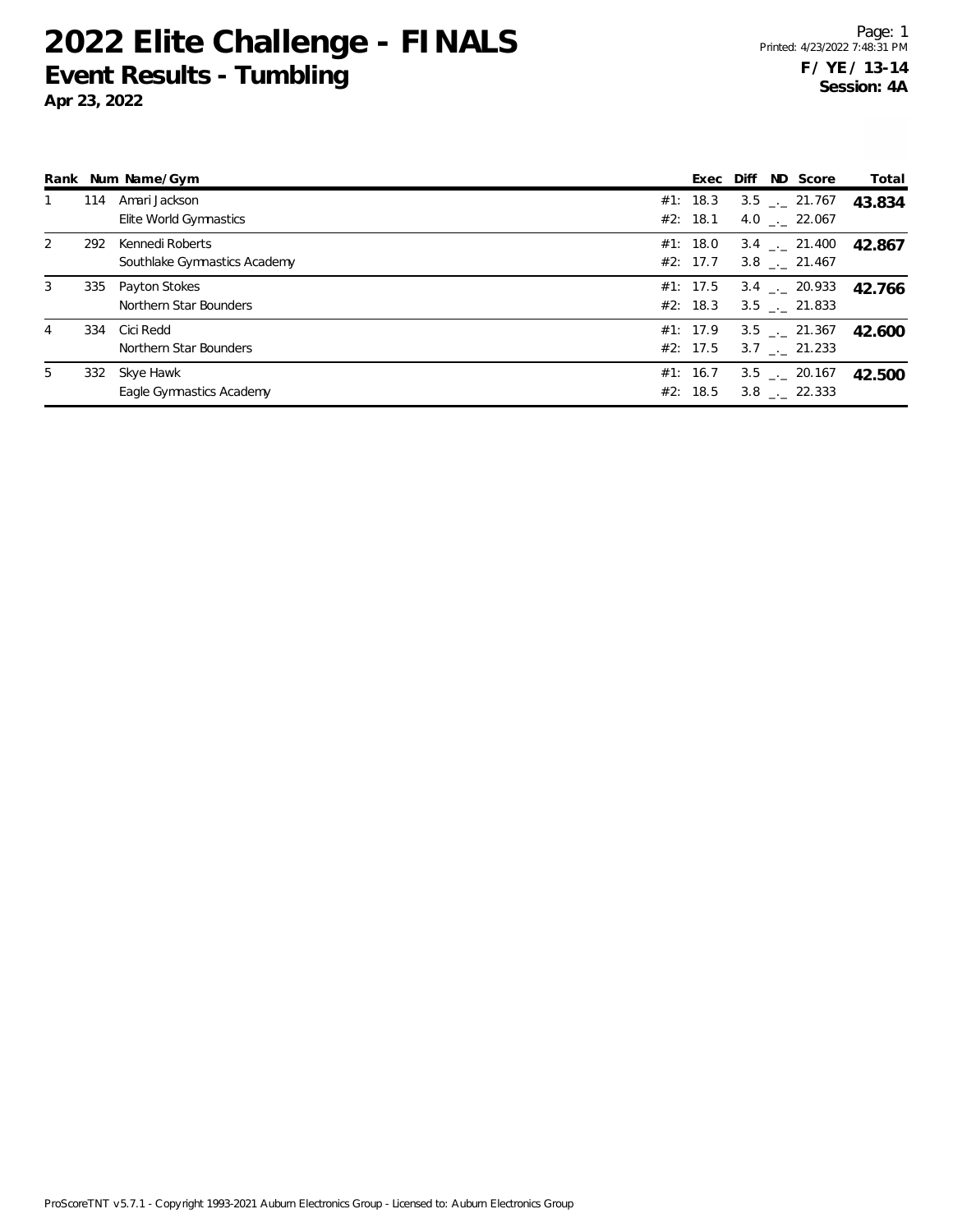# 2022 Elite Challenge - FINALS

## Event Results - Tumbling

**Apr 23, 2022**

Printed: 4/23/2022 7:48:31 PM

**F / YE / 13-14**

**Session: 4A**

| Rank | Num | Name/Gym | | Exec | Diff | ND | Score | Total |
|---|---|---|---|---|---|---|---|---|
| 1 | 114 | Amari Jackson | #1: | 18.3 | 3.5 | _._ | 21.767 | **43.834** |
| | | Elite World Gymnastics | #2: | 18.1 | 4.0 | _._ | 22.067 | |
| 2 | 292 | Kennedi Roberts | #1: | 18.0 | 3.4 | _._ | 21.400 | **42.867** |
| | | Southlake Gymnastics Academy | #2: | 17.7 | 3.8 | _._ | 21.467 | |
| 3 | 335 | Payton Stokes | #1: | 17.5 | 3.4 | _._ | 20.933 | **42.766** |
| | | Northern Star Bounders | #2: | 18.3 | 3.5 | _._ | 21.833 | |
| 4 | 334 | Cici Redd | #1: | 17.9 | 3.5 | _._ | 21.367 | **42.600** |
| | | Northern Star Bounders | #2: | 17.5 | 3.7 | _._ | 21.233 | |
| 5 | 332 | Skye Hawk | #1: | 16.7 | 3.5 | _._ | 20.167 | **42.500** |
| | | Eagle Gymnastics Academy | #2: | 18.5 | 3.8 | _._ | 22.333 | |

ProScoreTNT v5.7.1 - Copyright 1993-2021 Auburn Electronics Group - Licensed to: Auburn Electronics Group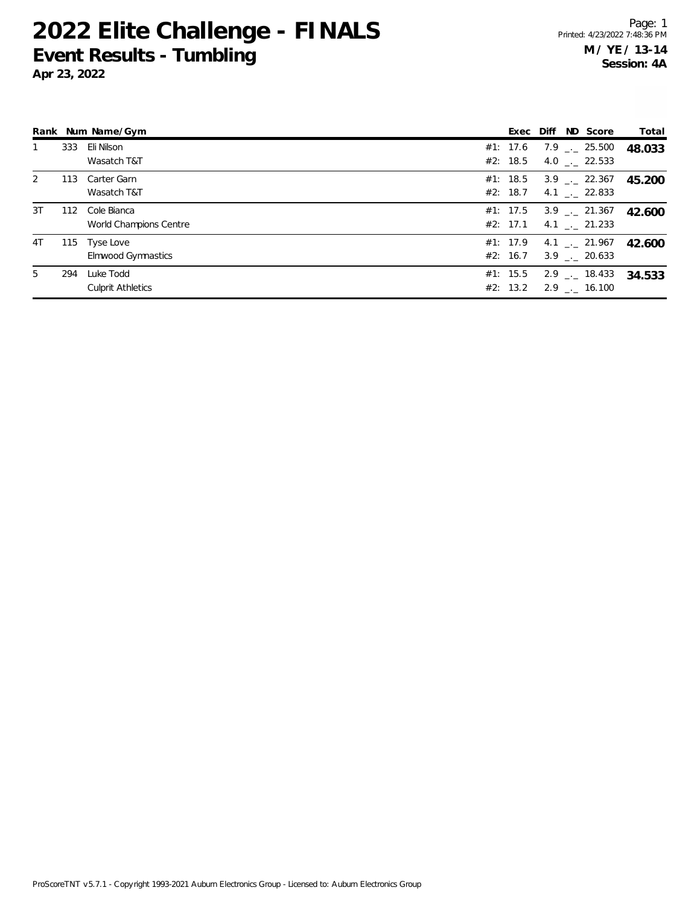# 2022 Elite Challenge - FINALS

## Event Results - Tumbling

**Apr 23, 2022**

Page: 1
Printed: 4/23/2022 7:48:36 PM

**M / YE / 13-14**
**Session: 4A**

| Rank | Num | Name/Gym | | Exec | Diff | ND | Score | Total |
|---|---|---|---|---|---|---|---|---|
| 1 | 333 | Eli Nilson | #1: | 17.6 | 7.9 | _._ | 25.500 | **48.033** |
| | | Wasatch T&T | #2: | 18.5 | 4.0 | _._ | 22.533 | |
| 2 | 113 | Carter Garn | #1: | 18.5 | 3.9 | _._ | 22.367 | **45.200** |
| | | Wasatch T&T | #2: | 18.7 | 4.1 | _._ | 22.833 | |
| 3T | 112 | Cole Bianca | #1: | 17.5 | 3.9 | _._ | 21.367 | **42.600** |
| | | World Champions Centre | #2: | 17.1 | 4.1 | _._ | 21.233 | |
| 4T | 115 | Tyse Love | #1: | 17.9 | 4.1 | _._ | 21.967 | **42.600** |
| | | Elmwood Gymnastics | #2: | 16.7 | 3.9 | _._ | 20.633 | |
| 5 | 294 | Luke Todd | #1: | 15.5 | 2.9 | _._ | 18.433 | **34.533** |
| | | Culprit Athletics | #2: | 13.2 | 2.9 | _._ | 16.100 | |

ProScoreTNT v5.7.1 - Copyright 1993-2021 Auburn Electronics Group - Licensed to: Auburn Electronics Group